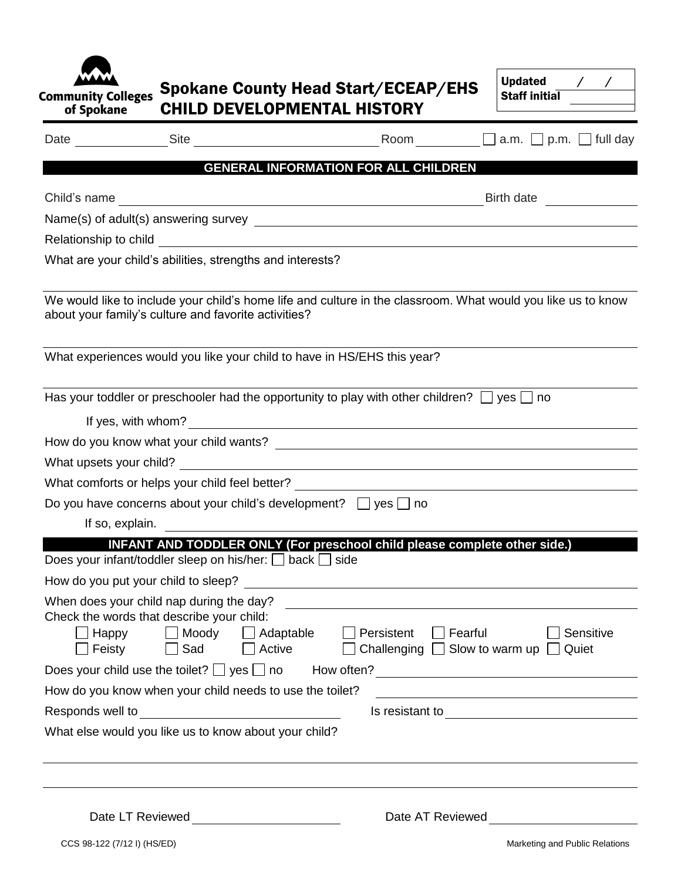Community Colleges of Spokane

# Spokane County Head Start/ECEAP/EHS CHILD DEVELOPMENTAL HISTORY

**Updated** ___ / ___ / ___
**Staff initial** ______

Date ______________ Site ______________________ Room __________ ☐ a.m. ☐ p.m. ☐ full day

## GENERAL INFORMATION FOR ALL CHILDREN

Child's name ______________________________________________ Birth date ______________

Name(s) of adult(s) answering survey ______________________________________________

Relationship to child ______________________________________________

What are your child's abilities, strengths and interests?

______________________________________________

We would like to include your child's home life and culture in the classroom. What would you like us to know about your family's culture and favorite activities?

______________________________________________

What experiences would you like your child to have in HS/EHS this year?

______________________________________________

Has your toddler or preschooler had the opportunity to play with other children? ☐ yes ☐ no

If yes, with whom? ______________________________________________

How do you know what your child wants? ______________________________________________

What upsets your child? ______________________________________________

What comforts or helps your child feel better? ______________________________________________

Do you have concerns about your child's development? ☐ yes ☐ no

If so, explain. ______________________________________________

## INFANT AND TODDLER ONLY (For preschool child please complete other side.)

Does your infant/toddler sleep on his/her: ☐ back ☐ side

How do you put your child to sleep? ______________________________________________

When does your child nap during the day? ______________________________________________

Check the words that describe your child:

☐ Happy ☐ Moody ☐ Adaptable ☐ Persistent ☐ Fearful ☐ Sensitive
☐ Feisty ☐ Sad ☐ Active ☐ Challenging ☐ Slow to warm up ☐ Quiet

Does your child use the toilet? ☐ yes ☐ no How often? ______________________

How do you know when your child needs to use the toilet? ______________________

Responds well to ______________________ Is resistant to ______________________

What else would you like us to know about your child?

______________________________________________

______________________________________________

Date LT Reviewed ______________________ Date AT Reviewed ______________________

CCS 98-122 (7/12 I) (HS/ED) Marketing and Public Relations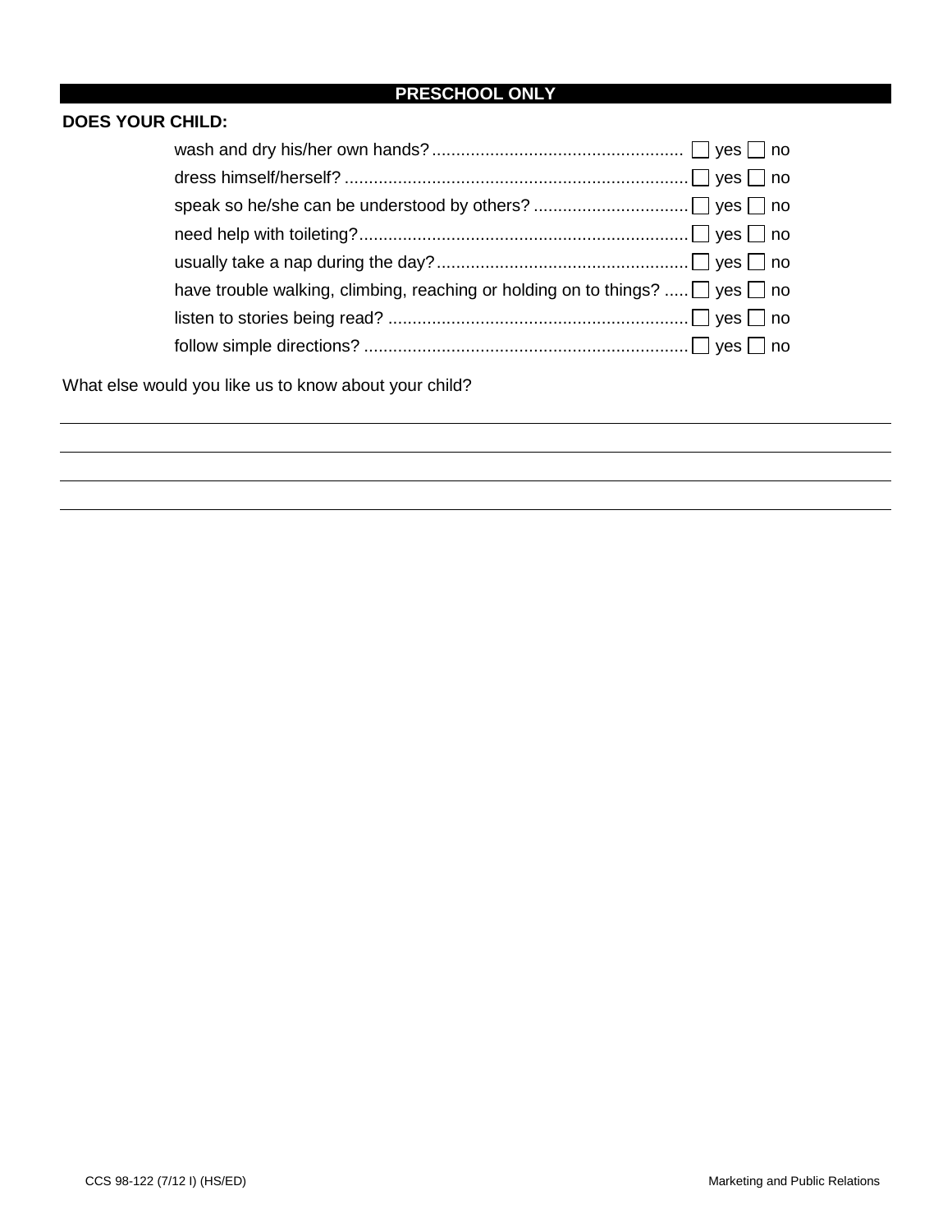## PRESCHOOL ONLY

**DOES YOUR CHILD:**

- wash and dry his/her own hands? .................................................... ☐ yes ☐ no
- dress himself/herself? ...................................................................... ☐ yes ☐ no
- speak so he/she can be understood by others? ................................ ☐ yes ☐ no
- need help with toileting? .................................................................... ☐ yes ☐ no
- usually take a nap during the day? .................................................... ☐ yes ☐ no
- have trouble walking, climbing, reaching or holding on to things? ..... ☐ yes ☐ no
- listen to stories being read? .............................................................. ☐ yes ☐ no
- follow simple directions? ................................................................... ☐ yes ☐ no

What else would you like us to know about your child?

______________________________________________________________________

______________________________________________________________________

______________________________________________________________________

______________________________________________________________________

CCS 98-122 (7/12 I) (HS/ED) Marketing and Public Relations